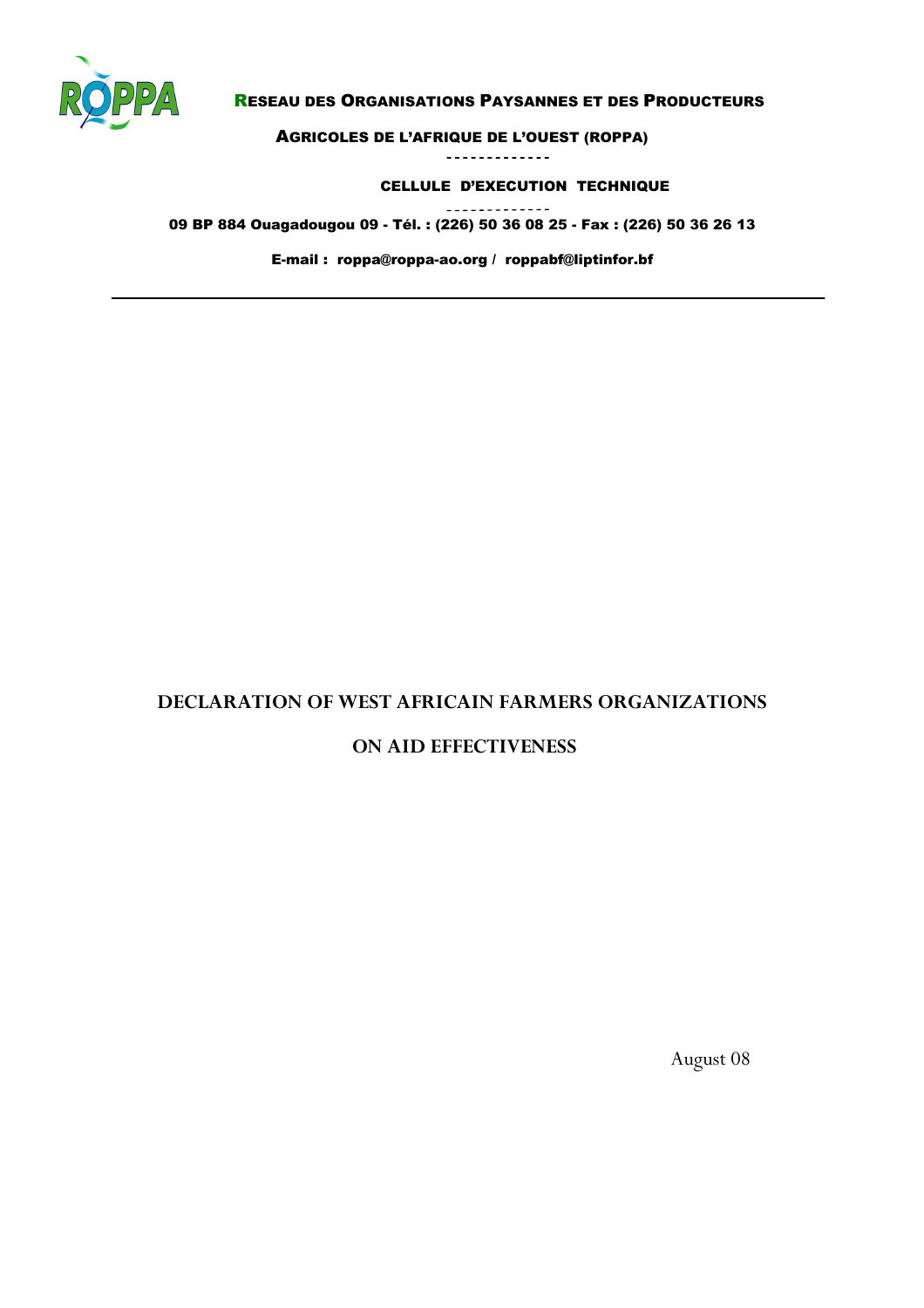RESEAU DES ORGANISATIONS PAYSANNES ET DES PRODUCTEURS

AGRICOLES DE L'AFRIQUE DE L'OUEST (ROPPA)

-------------

CELLULE D'EXECUTION TECHNIQUE

-------------

09 BP 884 Ouagadougou 09 - Tél. : (226) 50 36 08 25 - Fax : (226) 50 36 26 13

E-mail : roppa@roppa-ao.org / roppabf@liptinfor.bf

---

# DECLARATION OF WEST AFRICAIN FARMERS ORGANIZATIONS

# ON AID EFFECTIVENESS

August 08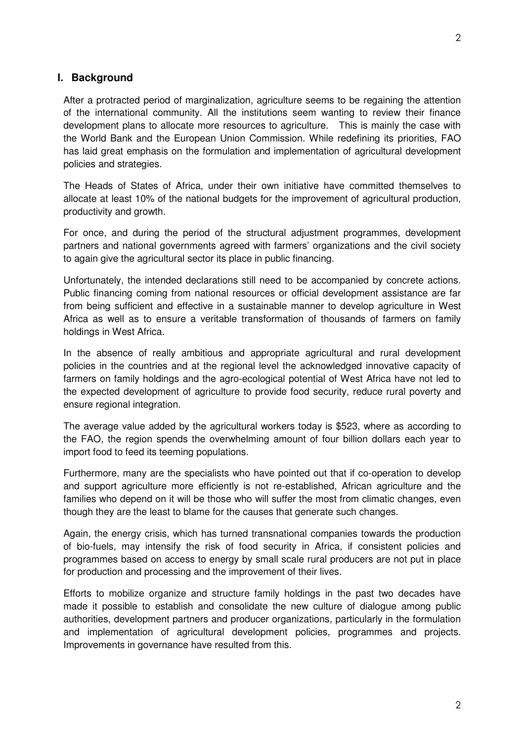## I. Background

After a protracted period of marginalization, agriculture seems to be regaining the attention of the international community. All the institutions seem wanting to review their finance development plans to allocate more resources to agriculture. This is mainly the case with the World Bank and the European Union Commission. While redefining its priorities, FAO has laid great emphasis on the formulation and implementation of agricultural development policies and strategies.

The Heads of States of Africa, under their own initiative have committed themselves to allocate at least 10% of the national budgets for the improvement of agricultural production, productivity and growth.

For once, and during the period of the structural adjustment programmes, development partners and national governments agreed with farmers' organizations and the civil society to again give the agricultural sector its place in public financing.

Unfortunately, the intended declarations still need to be accompanied by concrete actions. Public financing coming from national resources or official development assistance are far from being sufficient and effective in a sustainable manner to develop agriculture in West Africa as well as to ensure a veritable transformation of thousands of farmers on family holdings in West Africa.

In the absence of really ambitious and appropriate agricultural and rural development policies in the countries and at the regional level the acknowledged innovative capacity of farmers on family holdings and the agro-ecological potential of West Africa have not led to the expected development of agriculture to provide food security, reduce rural poverty and ensure regional integration.

The average value added by the agricultural workers today is $523, where as according to the FAO, the region spends the overwhelming amount of four billion dollars each year to import food to feed its teeming populations.

Furthermore, many are the specialists who have pointed out that if co-operation to develop and support agriculture more efficiently is not re-established, African agriculture and the families who depend on it will be those who will suffer the most from climatic changes, even though they are the least to blame for the causes that generate such changes.

Again, the energy crisis, which has turned transnational companies towards the production of bio-fuels, may intensify the risk of food security in Africa, if consistent policies and programmes based on access to energy by small scale rural producers are not put in place for production and processing and the improvement of their lives.

Efforts to mobilize organize and structure family holdings in the past two decades have made it possible to establish and consolidate the new culture of dialogue among public authorities, development partners and producer organizations, particularly in the formulation and implementation of agricultural development policies, programmes and projects. Improvements in governance have resulted from this.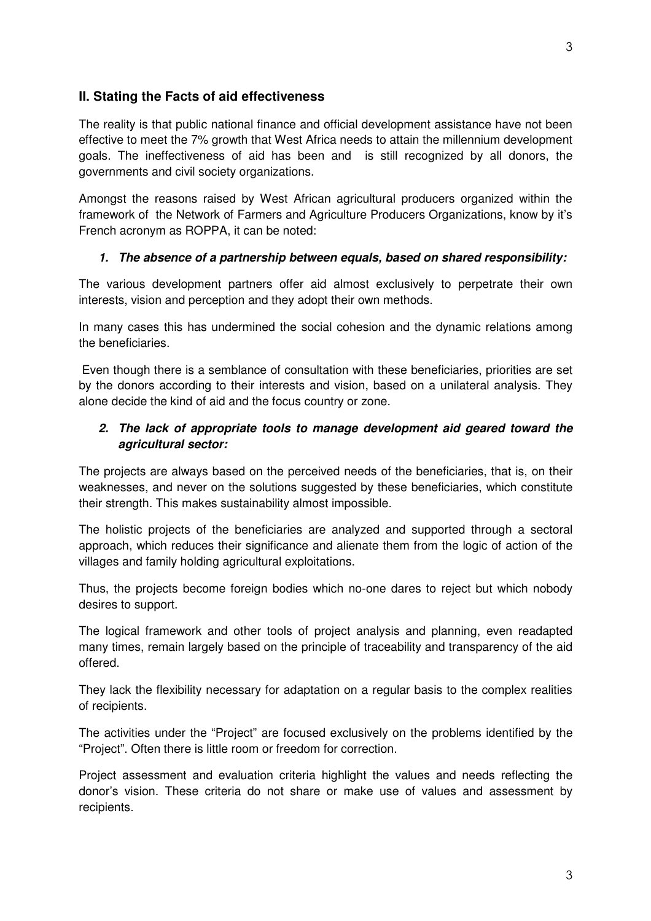## II. Stating the Facts of aid effectiveness

The reality is that public national finance and official development assistance have not been effective to meet the 7% growth that West Africa needs to attain the millennium development goals. The ineffectiveness of aid has been and is still recognized by all donors, the governments and civil society organizations.

Amongst the reasons raised by West African agricultural producers organized within the framework of the Network of Farmers and Agriculture Producers Organizations, know by it's French acronym as ROPPA, it can be noted:

1. ***The absence of a partnership between equals, based on shared responsibility:***

The various development partners offer aid almost exclusively to perpetrate their own interests, vision and perception and they adopt their own methods.

In many cases this has undermined the social cohesion and the dynamic relations among the beneficiaries.

Even though there is a semblance of consultation with these beneficiaries, priorities are set by the donors according to their interests and vision, based on a unilateral analysis. They alone decide the kind of aid and the focus country or zone.

2. ***The lack of appropriate tools to manage development aid geared toward the agricultural sector:***

The projects are always based on the perceived needs of the beneficiaries, that is, on their weaknesses, and never on the solutions suggested by these beneficiaries, which constitute their strength. This makes sustainability almost impossible.

The holistic projects of the beneficiaries are analyzed and supported through a sectoral approach, which reduces their significance and alienate them from the logic of action of the villages and family holding agricultural exploitations.

Thus, the projects become foreign bodies which no-one dares to reject but which nobody desires to support.

The logical framework and other tools of project analysis and planning, even readapted many times, remain largely based on the principle of traceability and transparency of the aid offered.

They lack the flexibility necessary for adaptation on a regular basis to the complex realities of recipients.

The activities under the "Project" are focused exclusively on the problems identified by the "Project". Often there is little room or freedom for correction.

Project assessment and evaluation criteria highlight the values and needs reflecting the donor's vision. These criteria do not share or make use of values and assessment by recipients.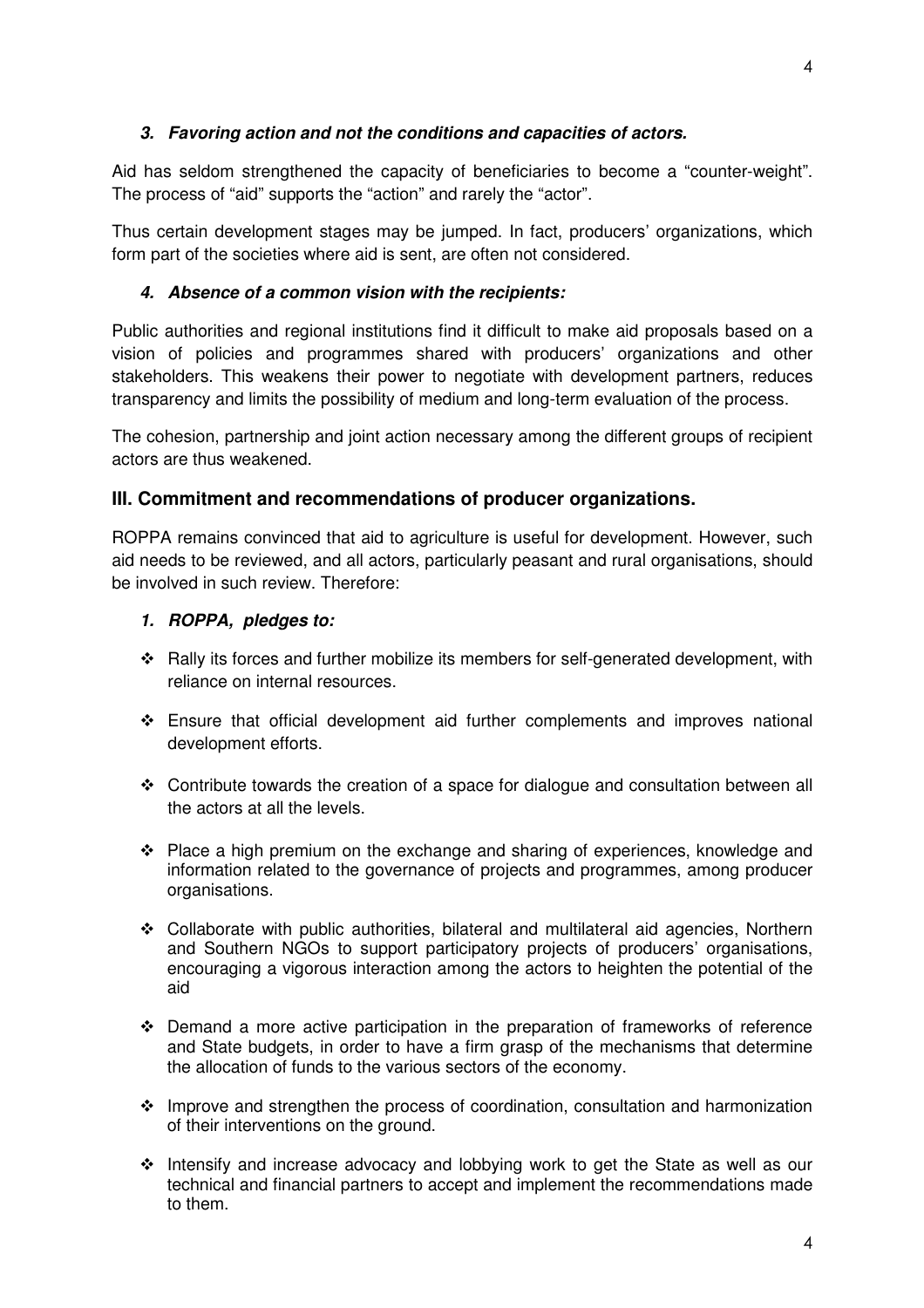### *3. Favoring action and not the conditions and capacities of actors.*

Aid has seldom strengthened the capacity of beneficiaries to become a "counter-weight". The process of "aid" supports the "action" and rarely the "actor".

Thus certain development stages may be jumped. In fact, producers' organizations, which form part of the societies where aid is sent, are often not considered.

### *4. Absence of a common vision with the recipients:*

Public authorities and regional institutions find it difficult to make aid proposals based on a vision of policies and programmes shared with producers' organizations and other stakeholders. This weakens their power to negotiate with development partners, reduces transparency and limits the possibility of medium and long-term evaluation of the process.

The cohesion, partnership and joint action necessary among the different groups of recipient actors are thus weakened.

## III. Commitment and recommendations of producer organizations.

ROPPA remains convinced that aid to agriculture is useful for development. However, such aid needs to be reviewed, and all actors, particularly peasant and rural organisations, should be involved in such review. Therefore:

### *1. ROPPA, pledges to:*

- Rally its forces and further mobilize its members for self-generated development, with reliance on internal resources.
- Ensure that official development aid further complements and improves national development efforts.
- Contribute towards the creation of a space for dialogue and consultation between all the actors at all the levels.
- Place a high premium on the exchange and sharing of experiences, knowledge and information related to the governance of projects and programmes, among producer organisations.
- Collaborate with public authorities, bilateral and multilateral aid agencies, Northern and Southern NGOs to support participatory projects of producers' organisations, encouraging a vigorous interaction among the actors to heighten the potential of the aid
- Demand a more active participation in the preparation of frameworks of reference and State budgets, in order to have a firm grasp of the mechanisms that determine the allocation of funds to the various sectors of the economy.
- Improve and strengthen the process of coordination, consultation and harmonization of their interventions on the ground.
- Intensify and increase advocacy and lobbying work to get the State as well as our technical and financial partners to accept and implement the recommendations made to them.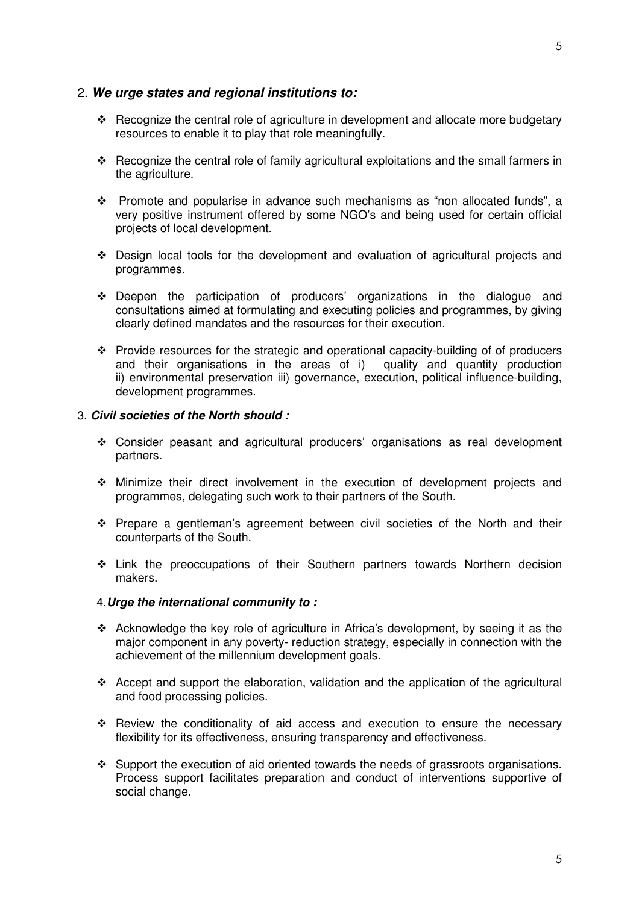2. ***We urge states and regional institutions to:***

- Recognize the central role of agriculture in development and allocate more budgetary resources to enable it to play that role meaningfully.
- Recognize the central role of family agricultural exploitations and the small farmers in the agriculture.
- Promote and popularise in advance such mechanisms as "non allocated funds", a very positive instrument offered by some NGO's and being used for certain official projects of local development.
- Design local tools for the development and evaluation of agricultural projects and programmes.
- Deepen the participation of producers' organizations in the dialogue and consultations aimed at formulating and executing policies and programmes, by giving clearly defined mandates and the resources for their execution.
- Provide resources for the strategic and operational capacity-building of of producers and their organisations in the areas of i) quality and quantity production ii) environmental preservation iii) governance, execution, political influence-building, development programmes.

3. ***Civil societies of the North should :***

- Consider peasant and agricultural producers' organisations as real development partners.
- Minimize their direct involvement in the execution of development projects and programmes, delegating such work to their partners of the South.
- Prepare a gentleman's agreement between civil societies of the North and their counterparts of the South.
- Link the preoccupations of their Southern partners towards Northern decision makers.

4. ***Urge the international community to :***

- Acknowledge the key role of agriculture in Africa's development, by seeing it as the major component in any poverty- reduction strategy, especially in connection with the achievement of the millennium development goals.
- Accept and support the elaboration, validation and the application of the agricultural and food processing policies.
- Review the conditionality of aid access and execution to ensure the necessary flexibility for its effectiveness, ensuring transparency and effectiveness.
- Support the execution of aid oriented towards the needs of grassroots organisations. Process support facilitates preparation and conduct of interventions supportive of social change.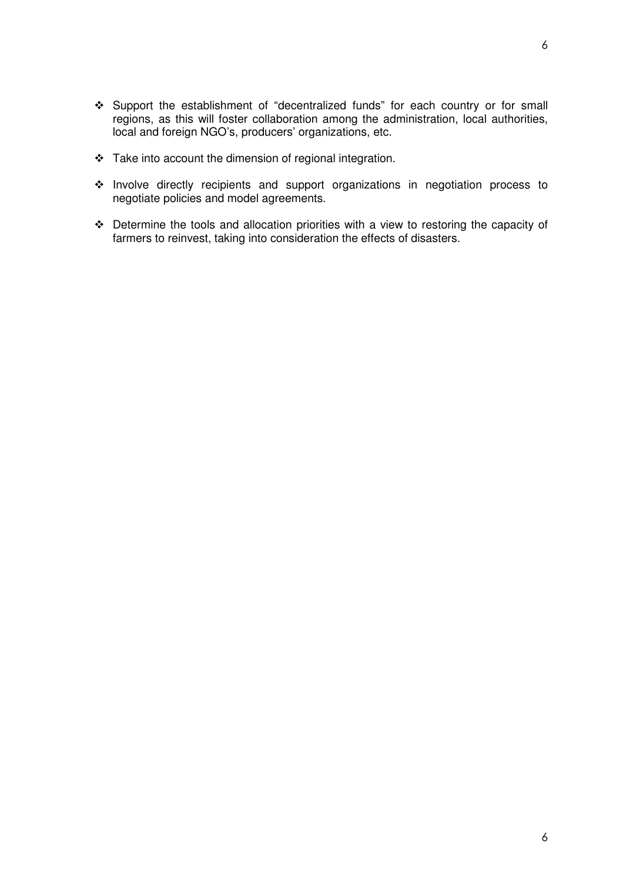- Support the establishment of "decentralized funds" for each country or for small regions, as this will foster collaboration among the administration, local authorities, local and foreign NGO's, producers' organizations, etc.

- Take into account the dimension of regional integration.

- Involve directly recipients and support organizations in negotiation process to negotiate policies and model agreements.

- Determine the tools and allocation priorities with a view to restoring the capacity of farmers to reinvest, taking into consideration the effects of disasters.